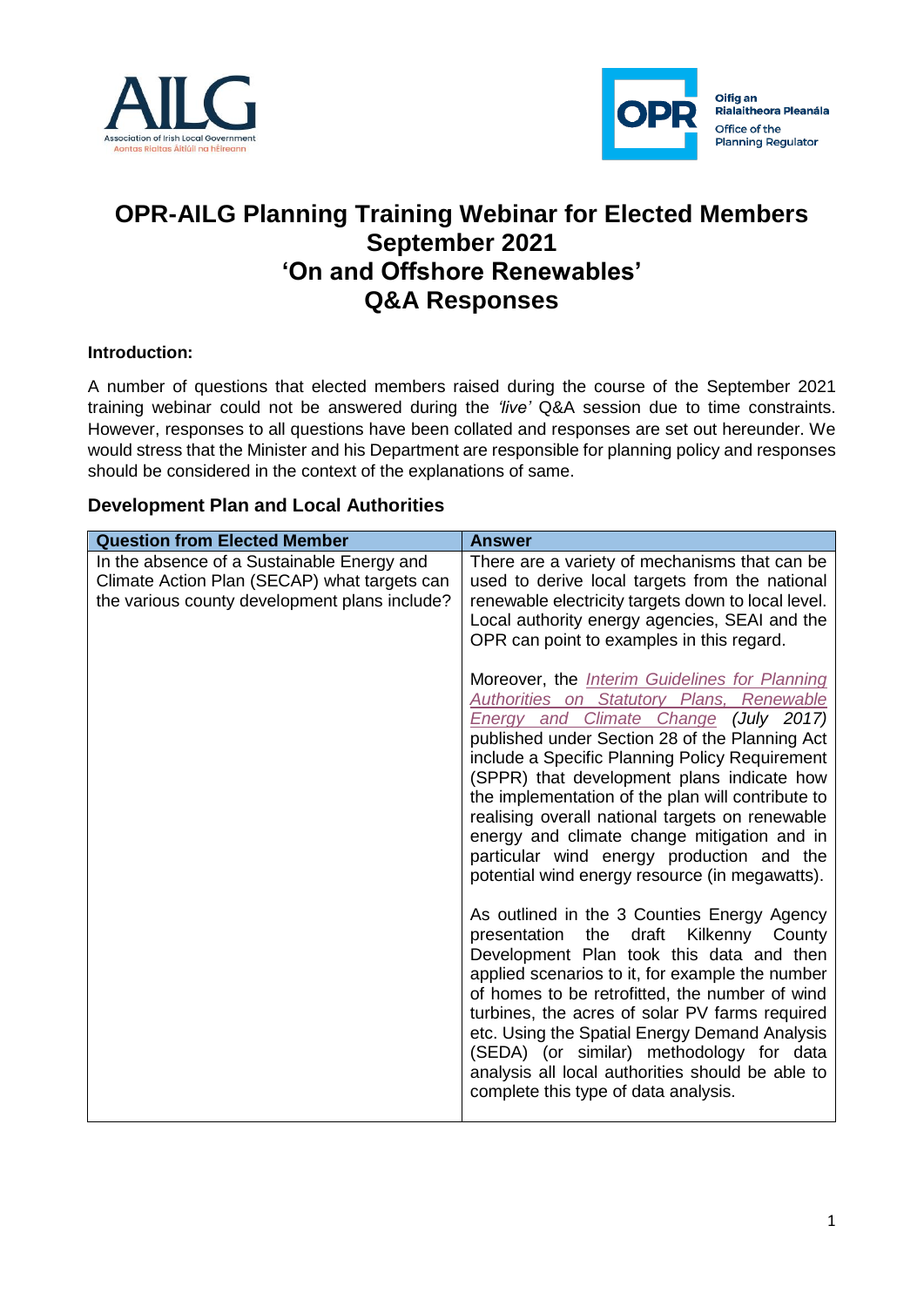# OPR-AILG Planning Training Webinar for Elected Members September 2021 'On and Offshore Renewables' Q&A Responses

**Introduction:**

A number of questions that elected members raised during the course of the September 2021 training webinar could not be answered during the *'live'* Q&A session due to time constraints. However, responses to all questions have been collated and responses are set out hereunder. We would stress that the Minister and his Department are responsible for planning policy and responses should be considered in the context of the explanations of same.

## Development Plan and Local Authorities

| Question from Elected Member | Answer |
|---|---|
| In the absence of a Sustainable Energy and Climate Action Plan (SECAP) what targets can the various county development plans include? | There are a variety of mechanisms that can be used to derive local targets from the national renewable electricity targets down to local level. Local authority energy agencies, SEAI and the OPR can point to examples in this regard.<br><br>Moreover, the *Interim Guidelines for Planning Authorities on Statutory Plans, Renewable Energy and Climate Change (July 2017)* published under Section 28 of the Planning Act include a Specific Planning Policy Requirement (SPPR) that development plans indicate how the implementation of the plan will contribute to realising overall national targets on renewable energy and climate change mitigation and in particular wind energy production and the potential wind energy resource (in megawatts).<br><br>As outlined in the 3 Counties Energy Agency presentation the draft Kilkenny County Development Plan took this data and then applied scenarios to it, for example the number of homes to be retrofitted, the number of wind turbines, the acres of solar PV farms required etc. Using the Spatial Energy Demand Analysis (SEDA) (or similar) methodology for data analysis all local authorities should be able to complete this type of data analysis. |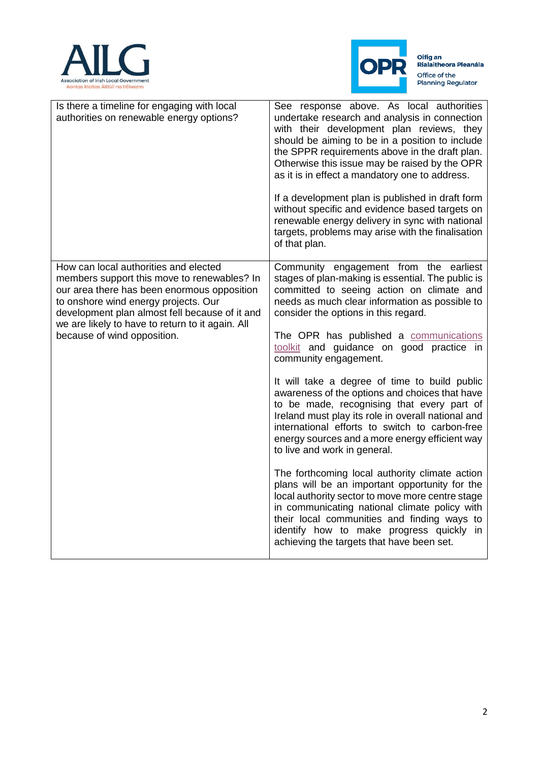| | |
|---|---|
| Is there a timeline for engaging with local authorities on renewable energy options? | See response above. As local authorities undertake research and analysis in connection with their development plan reviews, they should be aiming to be in a position to include the SPPR requirements above in the draft plan. Otherwise this issue may be raised by the OPR as it is in effect a mandatory one to address.<br><br>If a development plan is published in draft form without specific and evidence based targets on renewable energy delivery in sync with national targets, problems may arise with the finalisation of that plan. |
| How can local authorities and elected members support this move to renewables? In our area there has been enormous opposition to onshore wind energy projects. Our development plan almost fell because of it and we are likely to have to return to it again. All because of wind opposition. | Community engagement from the earliest stages of plan-making is essential. The public is committed to seeing action on climate and needs as much clear information as possible to consider the options in this regard.<br><br>The OPR has published a communications toolkit and guidance on good practice in community engagement.<br><br>It will take a degree of time to build public awareness of the options and choices that have to be made, recognising that every part of Ireland must play its role in overall national and international efforts to switch to carbon-free energy sources and a more energy efficient way to live and work in general.<br><br>The forthcoming local authority climate action plans will be an important opportunity for the local authority sector to move more centre stage in communicating national climate policy with their local communities and finding ways to identify how to make progress quickly in achieving the targets that have been set. |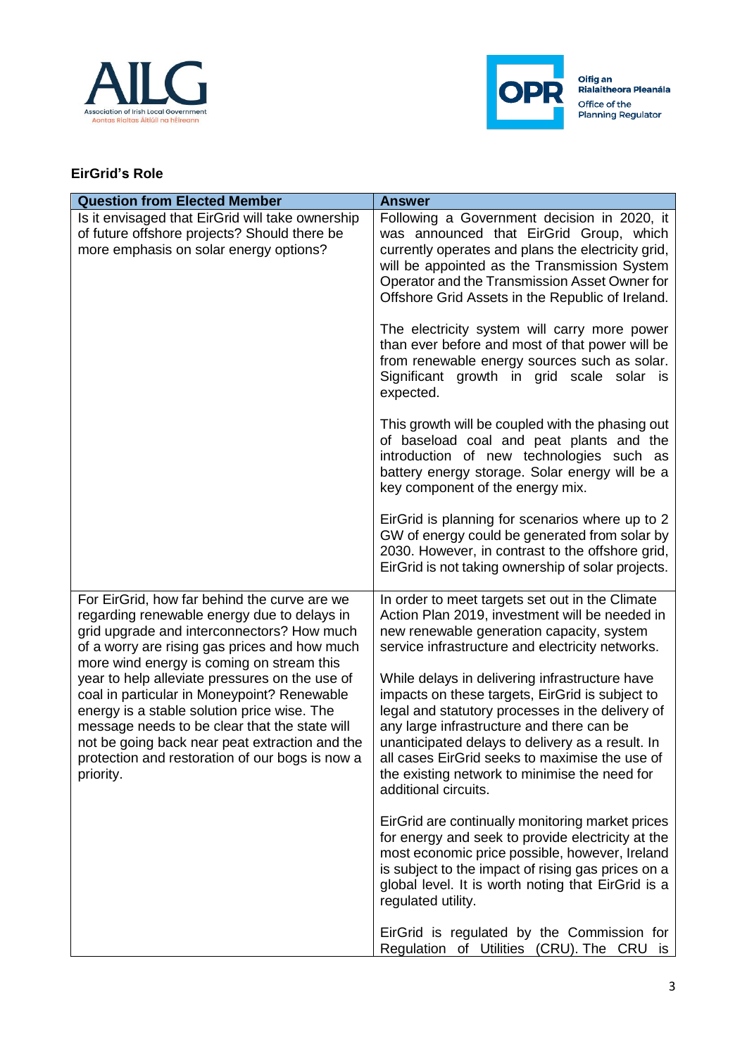## EirGrid's Role

| Question from Elected Member | Answer |
|---|---|
| Is it envisaged that EirGrid will take ownership of future offshore projects? Should there be more emphasis on solar energy options? | Following a Government decision in 2020, it was announced that EirGrid Group, which currently operates and plans the electricity grid, will be appointed as the Transmission System Operator and the Transmission Asset Owner for Offshore Grid Assets in the Republic of Ireland.<br><br>The electricity system will carry more power than ever before and most of that power will be from renewable energy sources such as solar. Significant growth in grid scale solar is expected.<br><br>This growth will be coupled with the phasing out of baseload coal and peat plants and the introduction of new technologies such as battery energy storage. Solar energy will be a key component of the energy mix.<br><br>EirGrid is planning for scenarios where up to 2 GW of energy could be generated from solar by 2030. However, in contrast to the offshore grid, EirGrid is not taking ownership of solar projects. |
| For EirGrid, how far behind the curve are we regarding renewable energy due to delays in grid upgrade and interconnectors? How much of a worry are rising gas prices and how much more wind energy is coming on stream this year to help alleviate pressures on the use of coal in particular in Moneypoint? Renewable energy is a stable solution price wise. The message needs to be clear that the state will not be going back near peat extraction and the protection and restoration of our bogs is now a priority. | In order to meet targets set out in the Climate Action Plan 2019, investment will be needed in new renewable generation capacity, system service infrastructure and electricity networks.<br><br>While delays in delivering infrastructure have impacts on these targets, EirGrid is subject to legal and statutory processes in the delivery of any large infrastructure and there can be unanticipated delays to delivery as a result. In all cases EirGrid seeks to maximise the use of the existing network to minimise the need for additional circuits.<br><br>EirGrid are continually monitoring market prices for energy and seek to provide electricity at the most economic price possible, however, Ireland is subject to the impact of rising gas prices on a global level. It is worth noting that EirGrid is a regulated utility.<br><br>EirGrid is regulated by the Commission for Regulation of Utilities (CRU). The CRU is |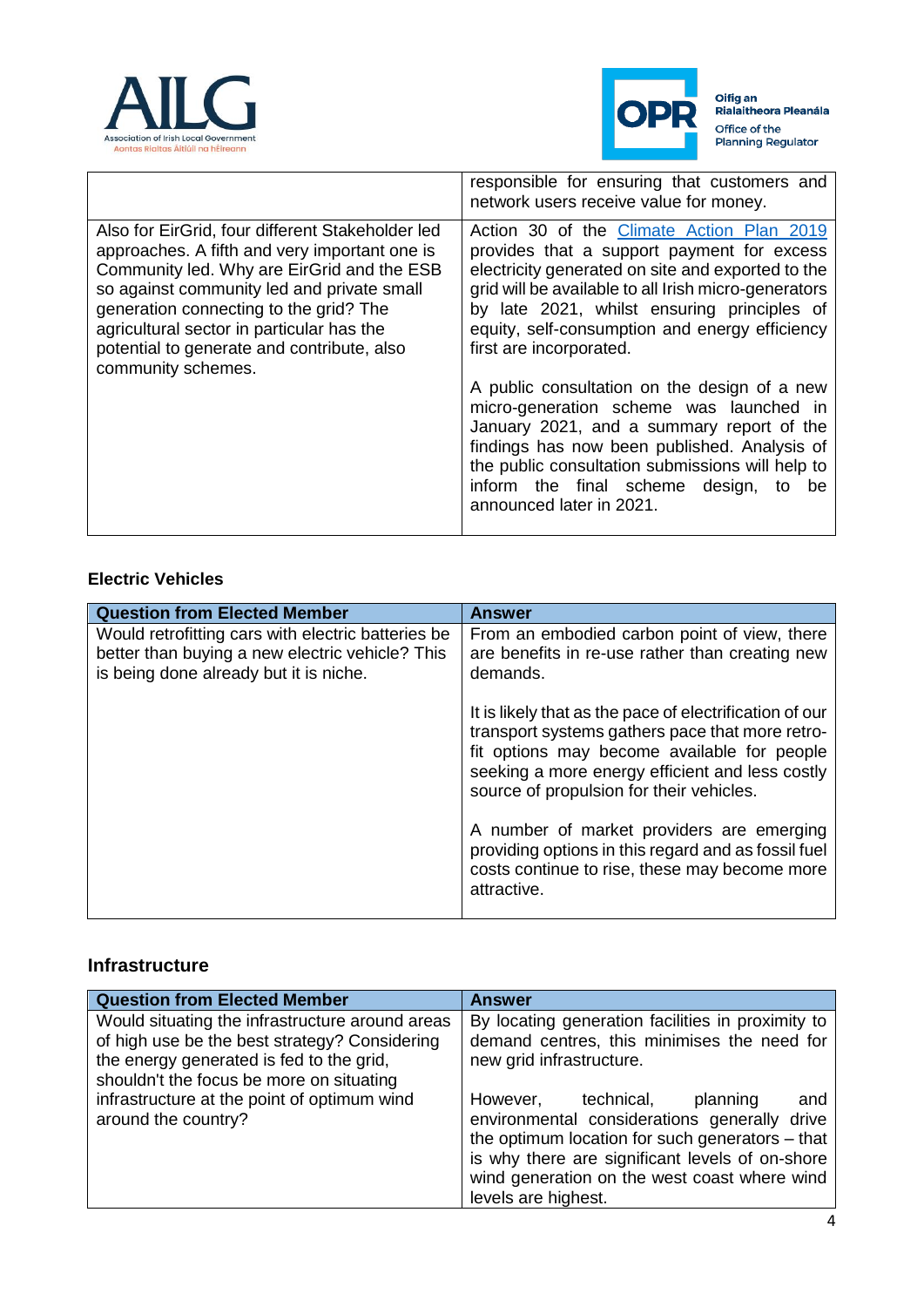| | |
|---|---|
| | responsible for ensuring that customers and network users receive value for money. |
| Also for EirGrid, four different Stakeholder led approaches. A fifth and very important one is Community led. Why are EirGrid and the ESB so against community led and private small generation connecting to the grid? The agricultural sector in particular has the potential to generate and contribute, also community schemes. | Action 30 of the Climate Action Plan 2019 provides that a support payment for excess electricity generated on site and exported to the grid will be available to all Irish micro-generators by late 2021, whilst ensuring principles of equity, self-consumption and energy efficiency first are incorporated.<br><br>A public consultation on the design of a new micro-generation scheme was launched in January 2021, and a summary report of the findings has now been published. Analysis of the public consultation submissions will help to inform the final scheme design, to be announced later in 2021. |

### Electric Vehicles

| Question from Elected Member | Answer |
|---|---|
| Would retrofitting cars with electric batteries be better than buying a new electric vehicle? This is being done already but it is niche. | From an embodied carbon point of view, there are benefits in re-use rather than creating new demands.<br><br>It is likely that as the pace of electrification of our transport systems gathers pace that more retro-fit options may become available for people seeking a more energy efficient and less costly source of propulsion for their vehicles.<br><br>A number of market providers are emerging providing options in this regard and as fossil fuel costs continue to rise, these may become more attractive. |

### Infrastructure

| Question from Elected Member | Answer |
|---|---|
| Would situating the infrastructure around areas of high use be the best strategy? Considering the energy generated is fed to the grid, shouldn't the focus be more on situating infrastructure at the point of optimum wind around the country? | By locating generation facilities in proximity to demand centres, this minimises the need for new grid infrastructure.<br><br>However, technical, planning and environmental considerations generally drive the optimum location for such generators – that is why there are significant levels of on-shore wind generation on the west coast where wind levels are highest. |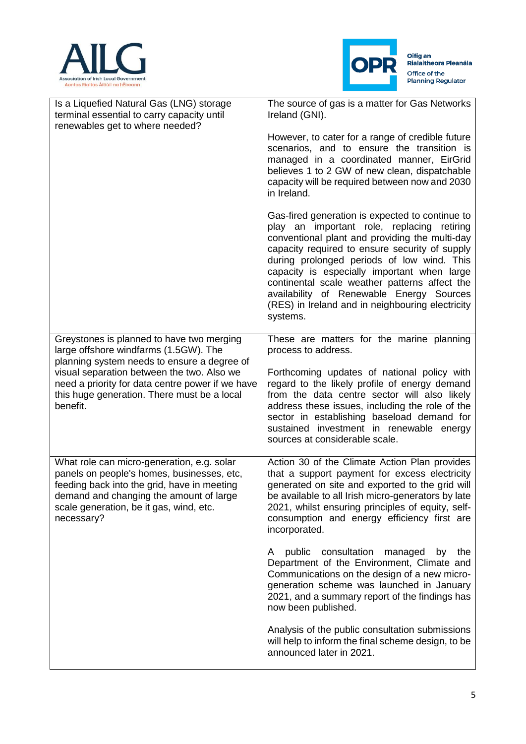| | |
|---|---|
| Is a Liquefied Natural Gas (LNG) storage terminal essential to carry capacity until renewables get to where needed? | The source of gas is a matter for Gas Networks Ireland (GNI).<br><br>However, to cater for a range of credible future scenarios, and to ensure the transition is managed in a coordinated manner, EirGrid believes 1 to 2 GW of new clean, dispatchable capacity will be required between now and 2030 in Ireland.<br><br>Gas-fired generation is expected to continue to play an important role, replacing retiring conventional plant and providing the multi-day capacity required to ensure security of supply during prolonged periods of low wind. This capacity is especially important when large continental scale weather patterns affect the availability of Renewable Energy Sources (RES) in Ireland and in neighbouring electricity systems. |
| Greystones is planned to have two merging large offshore windfarms (1.5GW). The planning system needs to ensure a degree of visual separation between the two. Also we need a priority for data centre power if we have this huge generation. There must be a local benefit. | These are matters for the marine planning process to address.<br><br>Forthcoming updates of national policy with regard to the likely profile of energy demand from the data centre sector will also likely address these issues, including the role of the sector in establishing baseload demand for sustained investment in renewable energy sources at considerable scale. |
| What role can micro-generation, e.g. solar panels on people's homes, businesses, etc, feeding back into the grid, have in meeting demand and changing the amount of large scale generation, be it gas, wind, etc. necessary? | Action 30 of the Climate Action Plan provides that a support payment for excess electricity generated on site and exported to the grid will be available to all Irish micro-generators by late 2021, whilst ensuring principles of equity, self-consumption and energy efficiency first are incorporated.<br><br>A public consultation managed by the Department of the Environment, Climate and Communications on the design of a new micro-generation scheme was launched in January 2021, and a summary report of the findings has now been published.<br><br>Analysis of the public consultation submissions will help to inform the final scheme design, to be announced later in 2021. |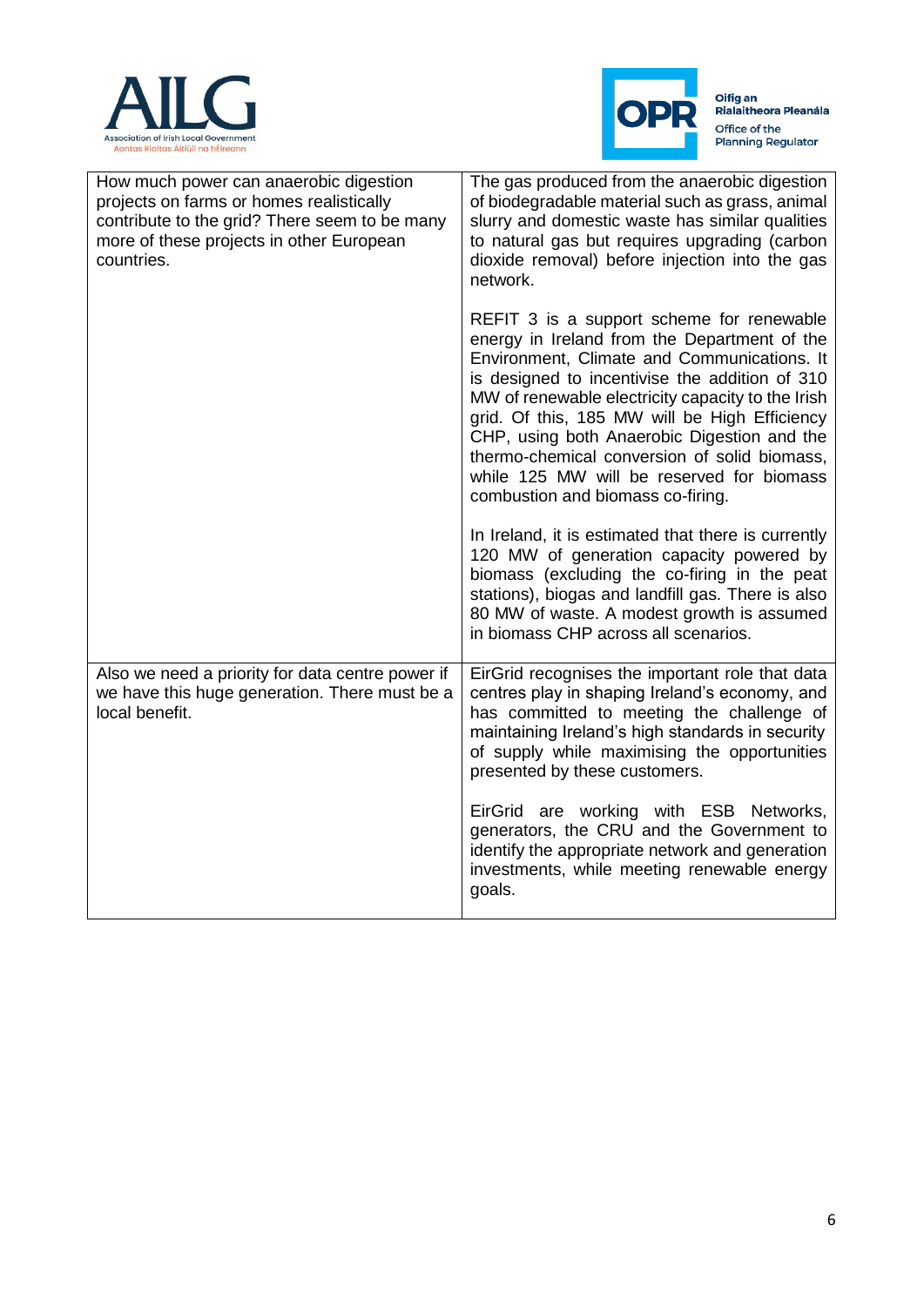| | |
|---|---|
| How much power can anaerobic digestion projects on farms or homes realistically contribute to the grid? There seem to be many more of these projects in other European countries. | The gas produced from the anaerobic digestion of biodegradable material such as grass, animal slurry and domestic waste has similar qualities to natural gas but requires upgrading (carbon dioxide removal) before injection into the gas network.<br><br>REFIT 3 is a support scheme for renewable energy in Ireland from the Department of the Environment, Climate and Communications. It is designed to incentivise the addition of 310 MW of renewable electricity capacity to the Irish grid. Of this, 185 MW will be High Efficiency CHP, using both Anaerobic Digestion and the thermo-chemical conversion of solid biomass, while 125 MW will be reserved for biomass combustion and biomass co-firing.<br><br>In Ireland, it is estimated that there is currently 120 MW of generation capacity powered by biomass (excluding the co-firing in the peat stations), biogas and landfill gas. There is also 80 MW of waste. A modest growth is assumed in biomass CHP across all scenarios. |
| Also we need a priority for data centre power if we have this huge generation. There must be a local benefit. | EirGrid recognises the important role that data centres play in shaping Ireland's economy, and has committed to meeting the challenge of maintaining Ireland's high standards in security of supply while maximising the opportunities presented by these customers.<br><br>EirGrid are working with ESB Networks, generators, the CRU and the Government to identify the appropriate network and generation investments, while meeting renewable energy goals. |